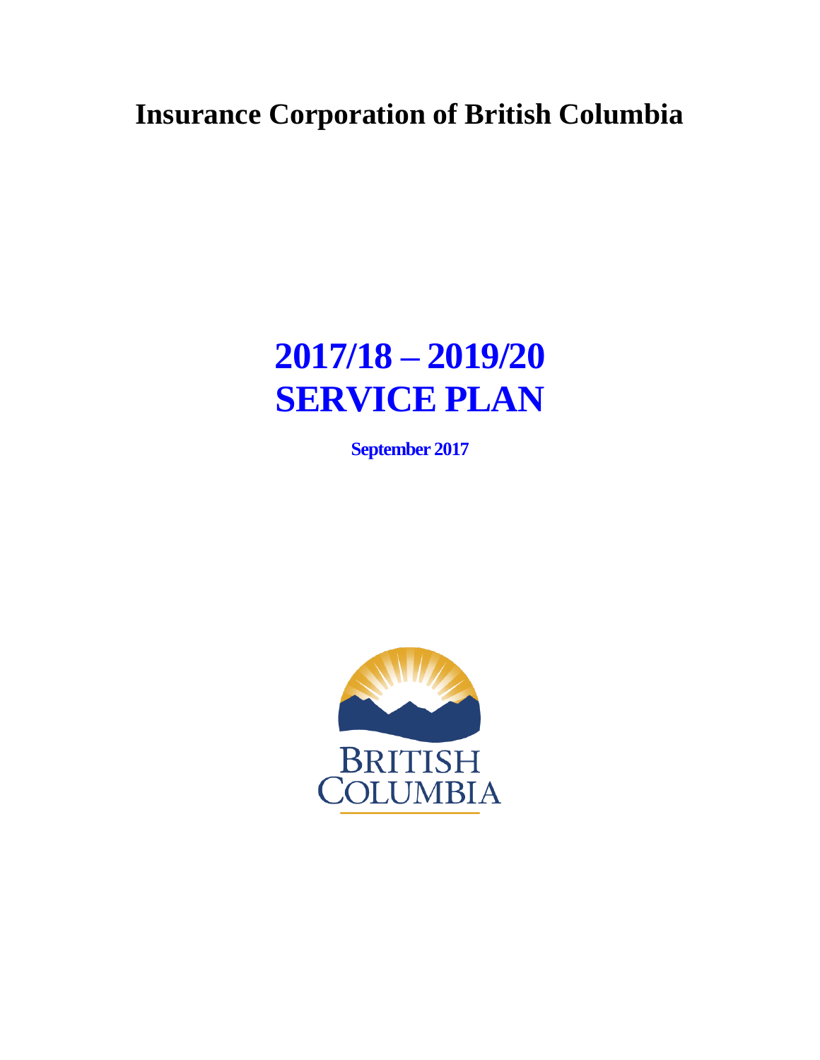# Insurance Corporation of British Columbia

# 2017/18 – 2019/20 SERVICE PLAN

**September 2017**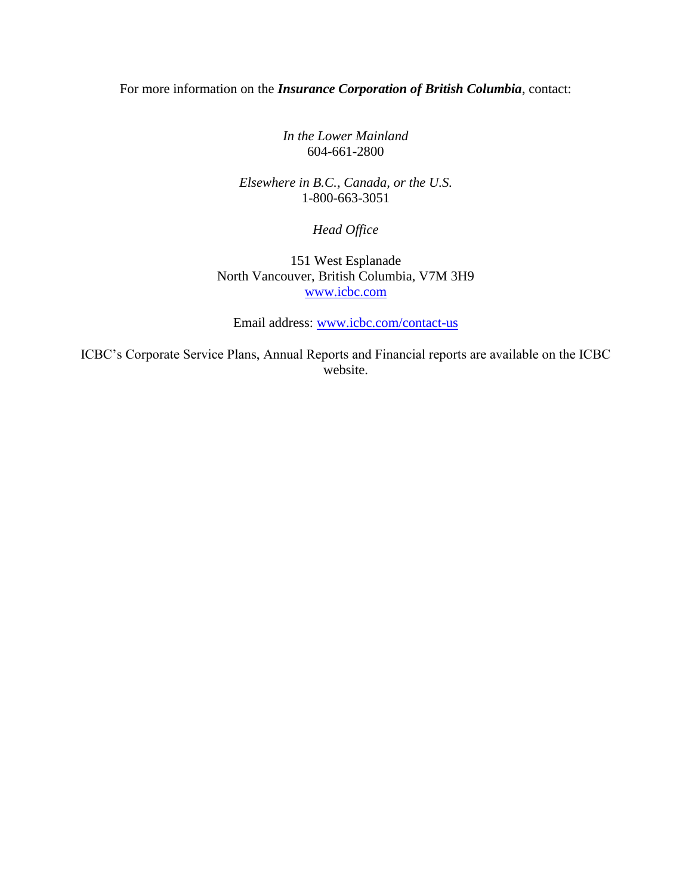For more information on the ***Insurance Corporation of British Columbia***, contact:

*In the Lower Mainland*
604-661-2800

*Elsewhere in B.C., Canada, or the U.S.*
1-800-663-3051

*Head Office*

151 West Esplanade
North Vancouver, British Columbia, V7M 3H9
www.icbc.com

Email address: www.icbc.com/contact-us

ICBC's Corporate Service Plans, Annual Reports and Financial reports are available on the ICBC website.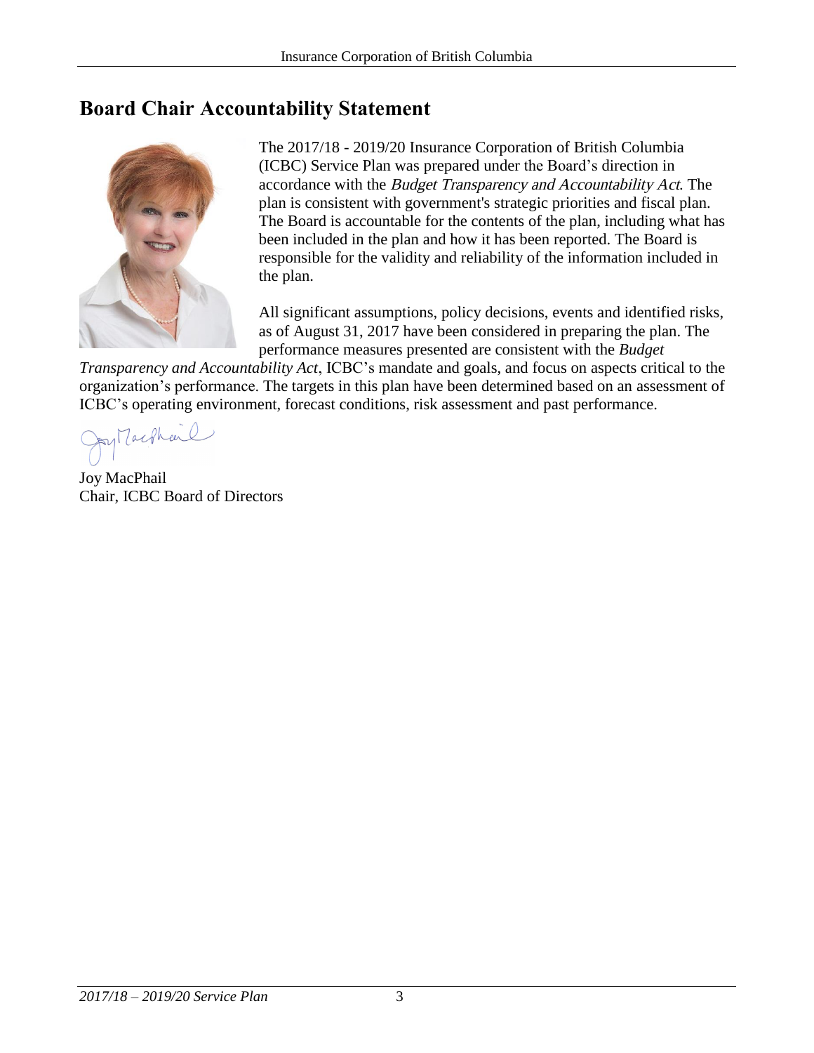## Board Chair Accountability Statement

The 2017/18 - 2019/20 Insurance Corporation of British Columbia (ICBC) Service Plan was prepared under the Board's direction in accordance with the *Budget Transparency and Accountability Act*. The plan is consistent with government's strategic priorities and fiscal plan. The Board is accountable for the contents of the plan, including what has been included in the plan and how it has been reported. The Board is responsible for the validity and reliability of the information included in the plan.

All significant assumptions, policy decisions, events and identified risks, as of August 31, 2017 have been considered in preparing the plan. The performance measures presented are consistent with the *Budget Transparency and Accountability Act*, ICBC's mandate and goals, and focus on aspects critical to the organization's performance. The targets in this plan have been determined based on an assessment of ICBC's operating environment, forecast conditions, risk assessment and past performance.

Joy MacPhail
Chair, ICBC Board of Directors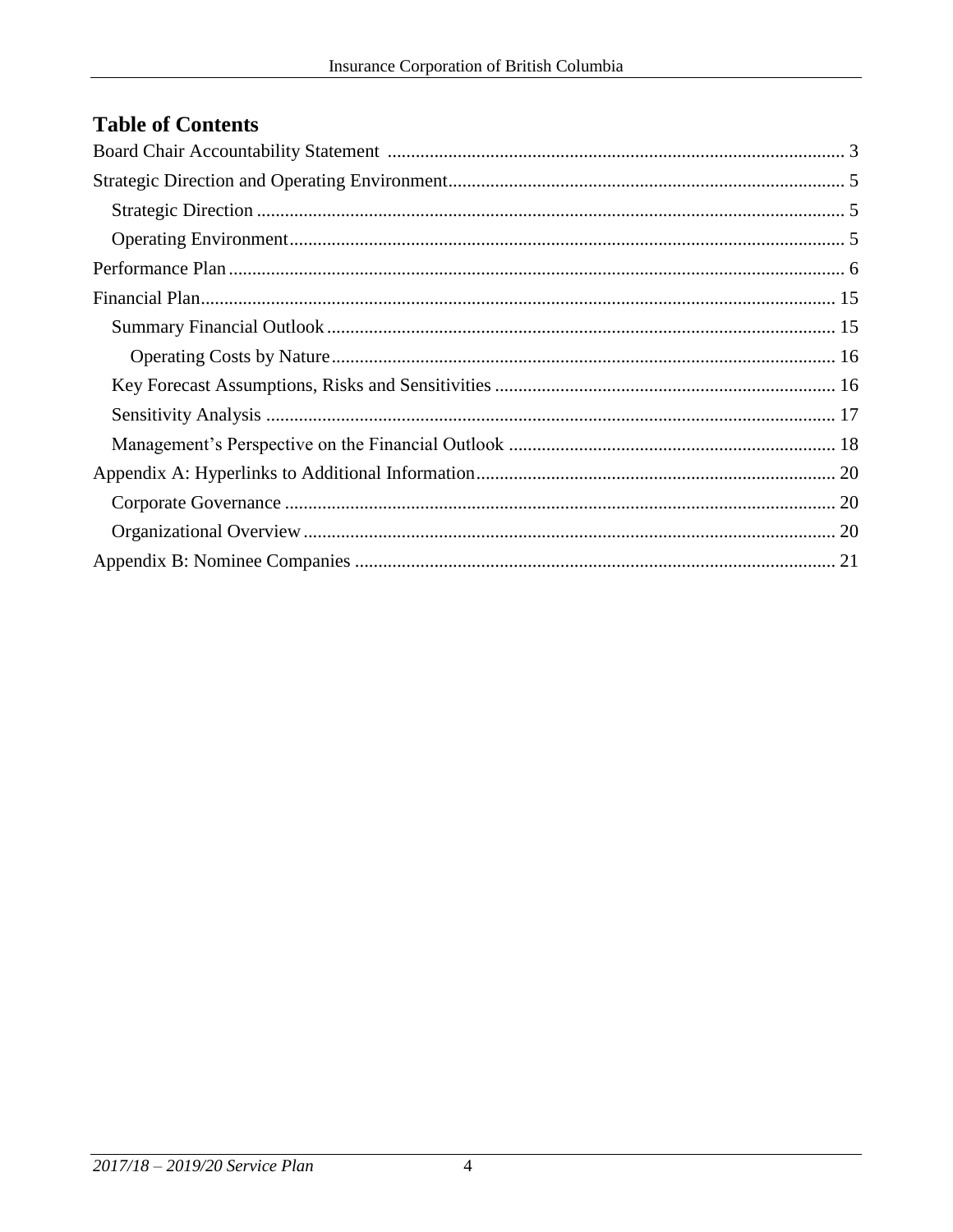## Table of Contents

- Board Chair Accountability Statement ..... 3
- Strategic Direction and Operating Environment ..... 5
  - Strategic Direction ..... 5
  - Operating Environment ..... 5
- Performance Plan ..... 6
- Financial Plan ..... 15
  - Summary Financial Outlook ..... 15
    - Operating Costs by Nature ..... 16
  - Key Forecast Assumptions, Risks and Sensitivities ..... 16
  - Sensitivity Analysis ..... 17
  - Management's Perspective on the Financial Outlook ..... 18
- Appendix A: Hyperlinks to Additional Information ..... 20
  - Corporate Governance ..... 20
  - Organizational Overview ..... 20
- Appendix B: Nominee Companies ..... 21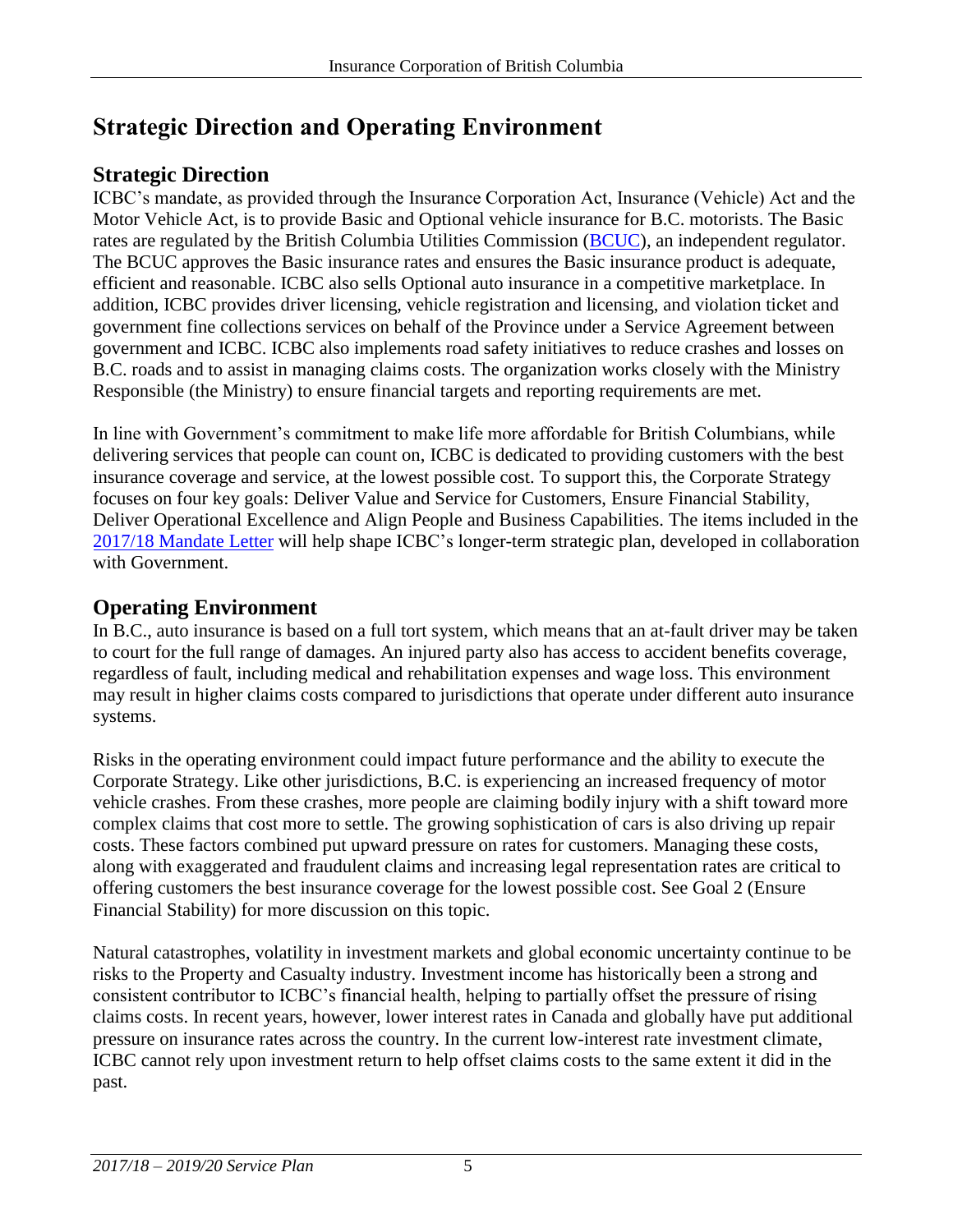# Strategic Direction and Operating Environment

## Strategic Direction

ICBC's mandate, as provided through the Insurance Corporation Act, Insurance (Vehicle) Act and the Motor Vehicle Act, is to provide Basic and Optional vehicle insurance for B.C. motorists. The Basic rates are regulated by the British Columbia Utilities Commission (BCUC), an independent regulator. The BCUC approves the Basic insurance rates and ensures the Basic insurance product is adequate, efficient and reasonable. ICBC also sells Optional auto insurance in a competitive marketplace. In addition, ICBC provides driver licensing, vehicle registration and licensing, and violation ticket and government fine collections services on behalf of the Province under a Service Agreement between government and ICBC. ICBC also implements road safety initiatives to reduce crashes and losses on B.C. roads and to assist in managing claims costs. The organization works closely with the Ministry Responsible (the Ministry) to ensure financial targets and reporting requirements are met.

In line with Government's commitment to make life more affordable for British Columbians, while delivering services that people can count on, ICBC is dedicated to providing customers with the best insurance coverage and service, at the lowest possible cost. To support this, the Corporate Strategy focuses on four key goals: Deliver Value and Service for Customers, Ensure Financial Stability, Deliver Operational Excellence and Align People and Business Capabilities. The items included in the 2017/18 Mandate Letter will help shape ICBC's longer-term strategic plan, developed in collaboration with Government.

## Operating Environment

In B.C., auto insurance is based on a full tort system, which means that an at-fault driver may be taken to court for the full range of damages. An injured party also has access to accident benefits coverage, regardless of fault, including medical and rehabilitation expenses and wage loss. This environment may result in higher claims costs compared to jurisdictions that operate under different auto insurance systems.

Risks in the operating environment could impact future performance and the ability to execute the Corporate Strategy. Like other jurisdictions, B.C. is experiencing an increased frequency of motor vehicle crashes. From these crashes, more people are claiming bodily injury with a shift toward more complex claims that cost more to settle. The growing sophistication of cars is also driving up repair costs. These factors combined put upward pressure on rates for customers. Managing these costs, along with exaggerated and fraudulent claims and increasing legal representation rates are critical to offering customers the best insurance coverage for the lowest possible cost. See Goal 2 (Ensure Financial Stability) for more discussion on this topic.

Natural catastrophes, volatility in investment markets and global economic uncertainty continue to be risks to the Property and Casualty industry. Investment income has historically been a strong and consistent contributor to ICBC's financial health, helping to partially offset the pressure of rising claims costs. In recent years, however, lower interest rates in Canada and globally have put additional pressure on insurance rates across the country. In the current low-interest rate investment climate, ICBC cannot rely upon investment return to help offset claims costs to the same extent it did in the past.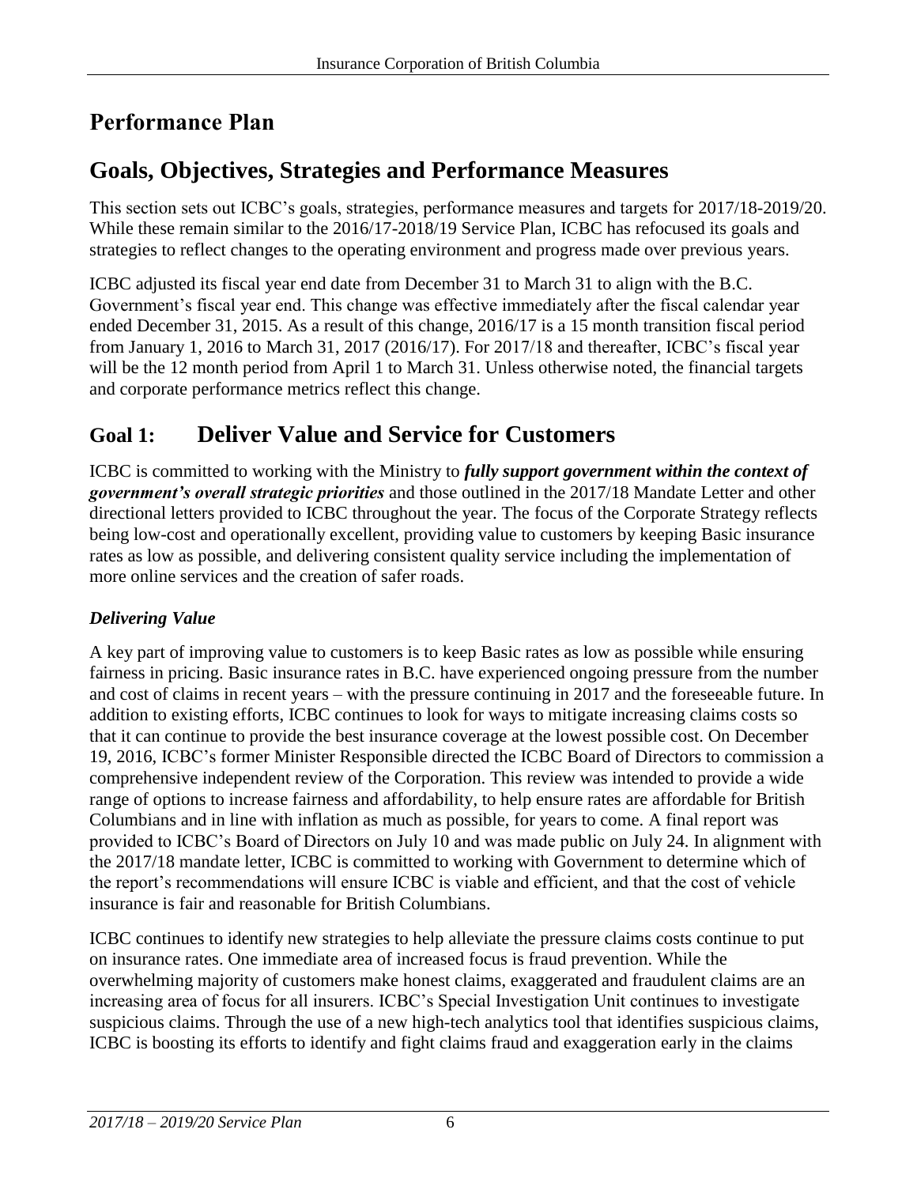# Performance Plan

## Goals, Objectives, Strategies and Performance Measures

This section sets out ICBC's goals, strategies, performance measures and targets for 2017/18-2019/20. While these remain similar to the 2016/17-2018/19 Service Plan, ICBC has refocused its goals and strategies to reflect changes to the operating environment and progress made over previous years.

ICBC adjusted its fiscal year end date from December 31 to March 31 to align with the B.C. Government's fiscal year end. This change was effective immediately after the fiscal calendar year ended December 31, 2015. As a result of this change, 2016/17 is a 15 month transition fiscal period from January 1, 2016 to March 31, 2017 (2016/17). For 2017/18 and thereafter, ICBC's fiscal year will be the 12 month period from April 1 to March 31. Unless otherwise noted, the financial targets and corporate performance metrics reflect this change.

## Goal 1: Deliver Value and Service for Customers

ICBC is committed to working with the Ministry to ***fully support government within the context of government's overall strategic priorities*** and those outlined in the 2017/18 Mandate Letter and other directional letters provided to ICBC throughout the year. The focus of the Corporate Strategy reflects being low-cost and operationally excellent, providing value to customers by keeping Basic insurance rates as low as possible, and delivering consistent quality service including the implementation of more online services and the creation of safer roads.

### *Delivering Value*

A key part of improving value to customers is to keep Basic rates as low as possible while ensuring fairness in pricing. Basic insurance rates in B.C. have experienced ongoing pressure from the number and cost of claims in recent years – with the pressure continuing in 2017 and the foreseeable future. In addition to existing efforts, ICBC continues to look for ways to mitigate increasing claims costs so that it can continue to provide the best insurance coverage at the lowest possible cost. On December 19, 2016, ICBC's former Minister Responsible directed the ICBC Board of Directors to commission a comprehensive independent review of the Corporation. This review was intended to provide a wide range of options to increase fairness and affordability, to help ensure rates are affordable for British Columbians and in line with inflation as much as possible, for years to come. A final report was provided to ICBC's Board of Directors on July 10 and was made public on July 24. In alignment with the 2017/18 mandate letter, ICBC is committed to working with Government to determine which of the report's recommendations will ensure ICBC is viable and efficient, and that the cost of vehicle insurance is fair and reasonable for British Columbians.

ICBC continues to identify new strategies to help alleviate the pressure claims costs continue to put on insurance rates. One immediate area of increased focus is fraud prevention. While the overwhelming majority of customers make honest claims, exaggerated and fraudulent claims are an increasing area of focus for all insurers. ICBC's Special Investigation Unit continues to investigate suspicious claims. Through the use of a new high-tech analytics tool that identifies suspicious claims, ICBC is boosting its efforts to identify and fight claims fraud and exaggeration early in the claims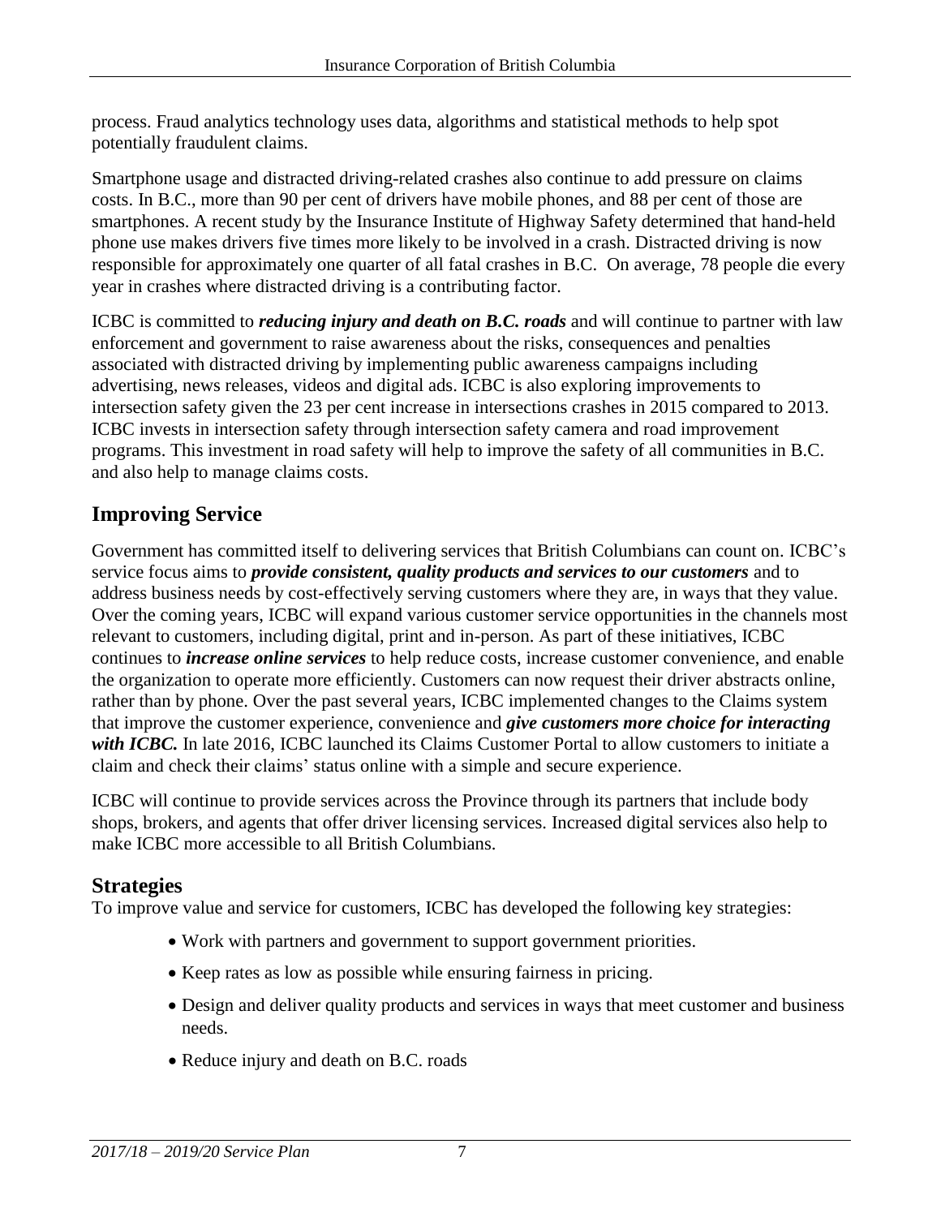process. Fraud analytics technology uses data, algorithms and statistical methods to help spot potentially fraudulent claims.

Smartphone usage and distracted driving-related crashes also continue to add pressure on claims costs. In B.C., more than 90 per cent of drivers have mobile phones, and 88 per cent of those are smartphones. A recent study by the Insurance Institute of Highway Safety determined that hand-held phone use makes drivers five times more likely to be involved in a crash. Distracted driving is now responsible for approximately one quarter of all fatal crashes in B.C. On average, 78 people die every year in crashes where distracted driving is a contributing factor.

ICBC is committed to ***reducing injury and death on B.C. roads*** and will continue to partner with law enforcement and government to raise awareness about the risks, consequences and penalties associated with distracted driving by implementing public awareness campaigns including advertising, news releases, videos and digital ads. ICBC is also exploring improvements to intersection safety given the 23 per cent increase in intersections crashes in 2015 compared to 2013. ICBC invests in intersection safety through intersection safety camera and road improvement programs. This investment in road safety will help to improve the safety of all communities in B.C. and also help to manage claims costs.

## Improving Service

Government has committed itself to delivering services that British Columbians can count on. ICBC's service focus aims to ***provide consistent, quality products and services to our customers*** and to address business needs by cost-effectively serving customers where they are, in ways that they value. Over the coming years, ICBC will expand various customer service opportunities in the channels most relevant to customers, including digital, print and in-person. As part of these initiatives, ICBC continues to ***increase online services*** to help reduce costs, increase customer convenience, and enable the organization to operate more efficiently. Customers can now request their driver abstracts online, rather than by phone. Over the past several years, ICBC implemented changes to the Claims system that improve the customer experience, convenience and ***give customers more choice for interacting with ICBC.*** In late 2016, ICBC launched its Claims Customer Portal to allow customers to initiate a claim and check their claims' status online with a simple and secure experience.

ICBC will continue to provide services across the Province through its partners that include body shops, brokers, and agents that offer driver licensing services. Increased digital services also help to make ICBC more accessible to all British Columbians.

### Strategies

To improve value and service for customers, ICBC has developed the following key strategies:

- Work with partners and government to support government priorities.
- Keep rates as low as possible while ensuring fairness in pricing.
- Design and deliver quality products and services in ways that meet customer and business needs.
- Reduce injury and death on B.C. roads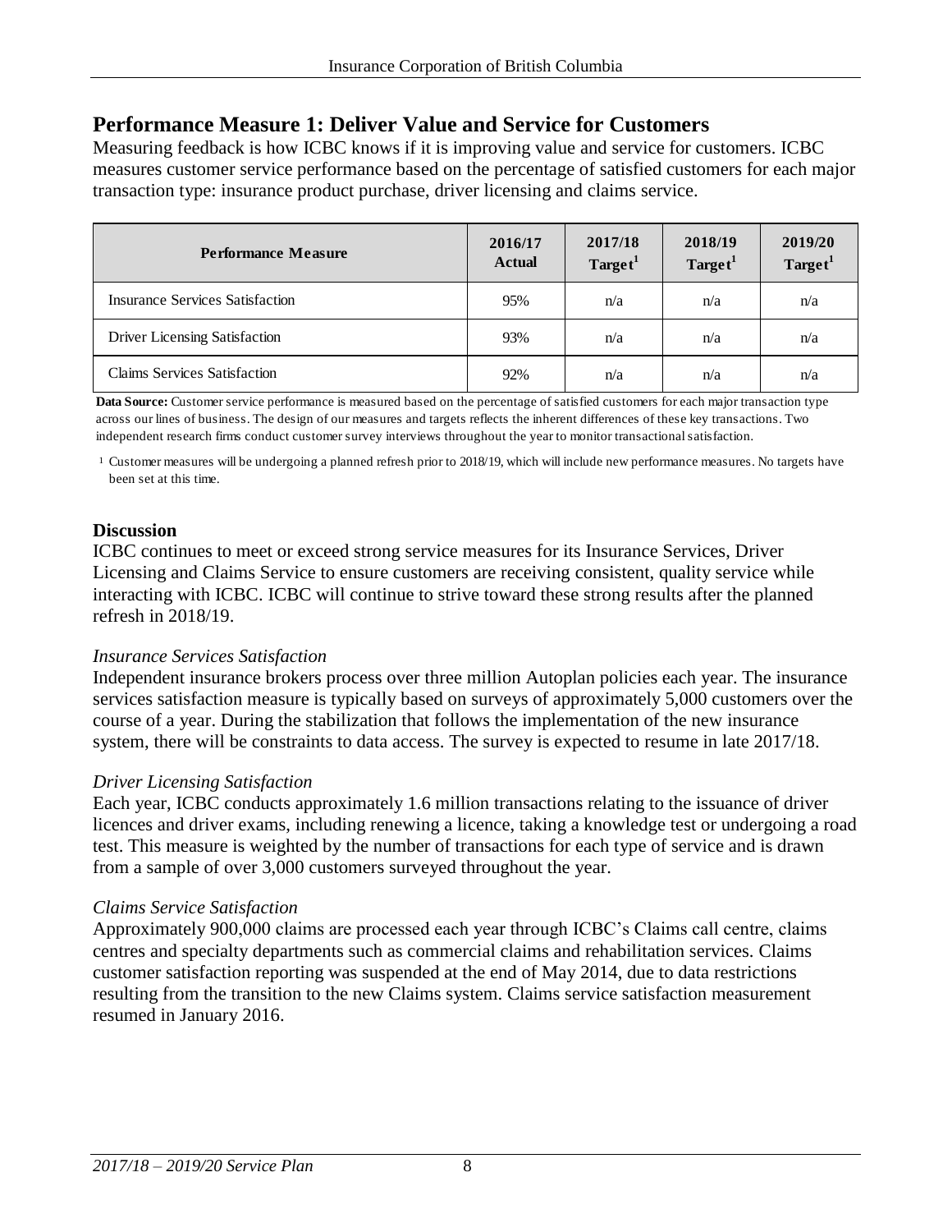## Performance Measure 1: Deliver Value and Service for Customers

Measuring feedback is how ICBC knows if it is improving value and service for customers. ICBC measures customer service performance based on the percentage of satisfied customers for each major transaction type: insurance product purchase, driver licensing and claims service.

| Performance Measure | 2016/17 Actual | 2017/18 Target[1] | 2018/19 Target[1] | 2019/20 Target[1] |
|---|---|---|---|---|
| Insurance Services Satisfaction | 95% | n/a | n/a | n/a |
| Driver Licensing Satisfaction | 93% | n/a | n/a | n/a |
| Claims Services Satisfaction | 92% | n/a | n/a | n/a |

**Data Source:** Customer service performance is measured based on the percentage of satisfied customers for each major transaction type across our lines of business. The design of our measures and targets reflects the inherent differences of these key transactions. Two independent research firms conduct customer survey interviews throughout the year to monitor transactional satisfaction.

[1] Customer measures will be undergoing a planned refresh prior to 2018/19, which will include new performance measures. No targets have been set at this time.

### Discussion

ICBC continues to meet or exceed strong service measures for its Insurance Services, Driver Licensing and Claims Service to ensure customers are receiving consistent, quality service while interacting with ICBC. ICBC will continue to strive toward these strong results after the planned refresh in 2018/19.

*Insurance Services Satisfaction*

Independent insurance brokers process over three million Autoplan policies each year. The insurance services satisfaction measure is typically based on surveys of approximately 5,000 customers over the course of a year. During the stabilization that follows the implementation of the new insurance system, there will be constraints to data access. The survey is expected to resume in late 2017/18.

*Driver Licensing Satisfaction*

Each year, ICBC conducts approximately 1.6 million transactions relating to the issuance of driver licences and driver exams, including renewing a licence, taking a knowledge test or undergoing a road test. This measure is weighted by the number of transactions for each type of service and is drawn from a sample of over 3,000 customers surveyed throughout the year.

*Claims Service Satisfaction*

Approximately 900,000 claims are processed each year through ICBC's Claims call centre, claims centres and specialty departments such as commercial claims and rehabilitation services. Claims customer satisfaction reporting was suspended at the end of May 2014, due to data restrictions resulting from the transition to the new Claims system. Claims service satisfaction measurement resumed in January 2016.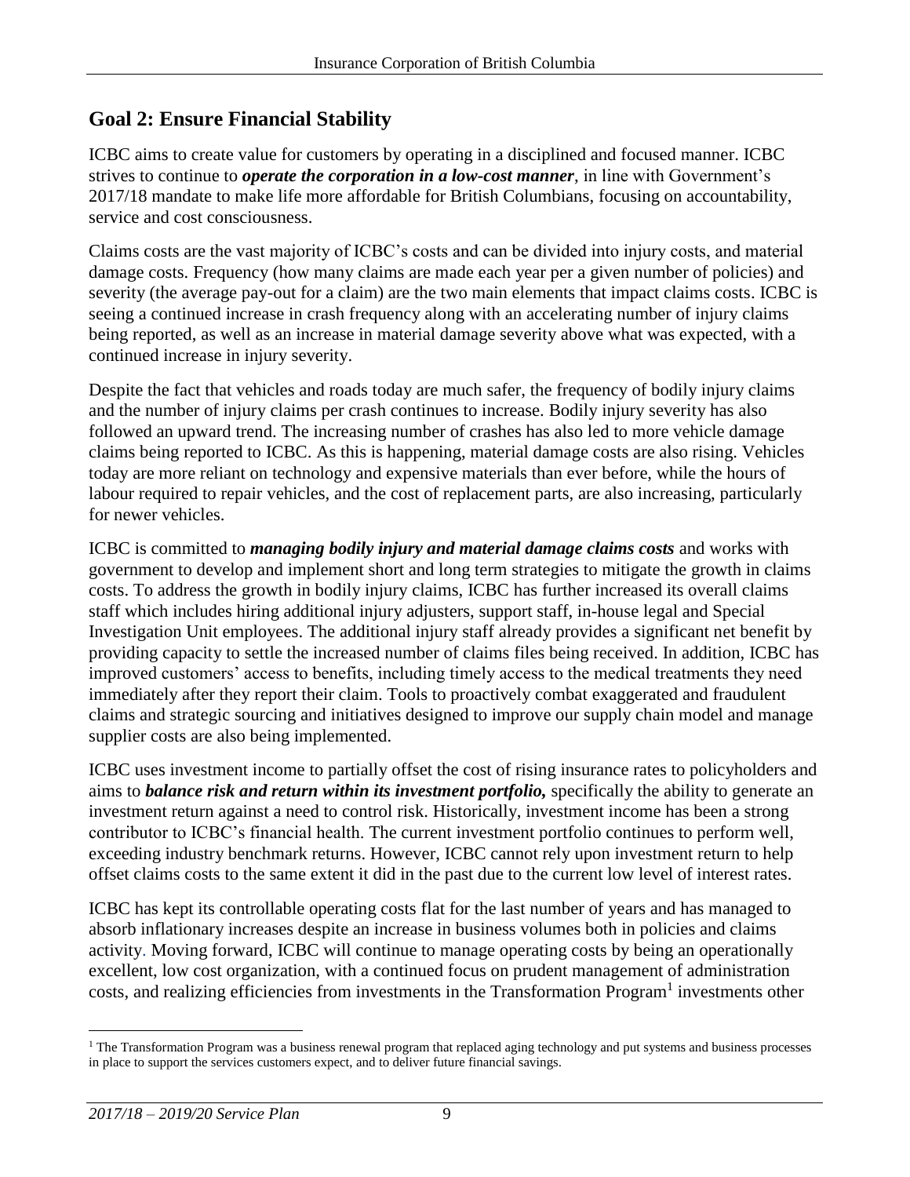## Goal 2: Ensure Financial Stability

ICBC aims to create value for customers by operating in a disciplined and focused manner. ICBC strives to continue to ***operate the corporation in a low-cost manner***, in line with Government's 2017/18 mandate to make life more affordable for British Columbians, focusing on accountability, service and cost consciousness.

Claims costs are the vast majority of ICBC's costs and can be divided into injury costs, and material damage costs. Frequency (how many claims are made each year per a given number of policies) and severity (the average pay-out for a claim) are the two main elements that impact claims costs. ICBC is seeing a continued increase in crash frequency along with an accelerating number of injury claims being reported, as well as an increase in material damage severity above what was expected, with a continued increase in injury severity.

Despite the fact that vehicles and roads today are much safer, the frequency of bodily injury claims and the number of injury claims per crash continues to increase. Bodily injury severity has also followed an upward trend. The increasing number of crashes has also led to more vehicle damage claims being reported to ICBC. As this is happening, material damage costs are also rising. Vehicles today are more reliant on technology and expensive materials than ever before, while the hours of labour required to repair vehicles, and the cost of replacement parts, are also increasing, particularly for newer vehicles.

ICBC is committed to ***managing bodily injury and material damage claims costs*** and works with government to develop and implement short and long term strategies to mitigate the growth in claims costs. To address the growth in bodily injury claims, ICBC has further increased its overall claims staff which includes hiring additional injury adjusters, support staff, in-house legal and Special Investigation Unit employees. The additional injury staff already provides a significant net benefit by providing capacity to settle the increased number of claims files being received. In addition, ICBC has improved customers' access to benefits, including timely access to the medical treatments they need immediately after they report their claim. Tools to proactively combat exaggerated and fraudulent claims and strategic sourcing and initiatives designed to improve our supply chain model and manage supplier costs are also being implemented.

ICBC uses investment income to partially offset the cost of rising insurance rates to policyholders and aims to ***balance risk and return within its investment portfolio,*** specifically the ability to generate an investment return against a need to control risk. Historically, investment income has been a strong contributor to ICBC's financial health. The current investment portfolio continues to perform well, exceeding industry benchmark returns. However, ICBC cannot rely upon investment return to help offset claims costs to the same extent it did in the past due to the current low level of interest rates.

ICBC has kept its controllable operating costs flat for the last number of years and has managed to absorb inflationary increases despite an increase in business volumes both in policies and claims activity. Moving forward, ICBC will continue to manage operating costs by being an operationally excellent, low cost organization, with a continued focus on prudent management of administration costs, and realizing efficiencies from investments in the Transformation Program[1] investments other

[1] The Transformation Program was a business renewal program that replaced aging technology and put systems and business processes in place to support the services customers expect, and to deliver future financial savings.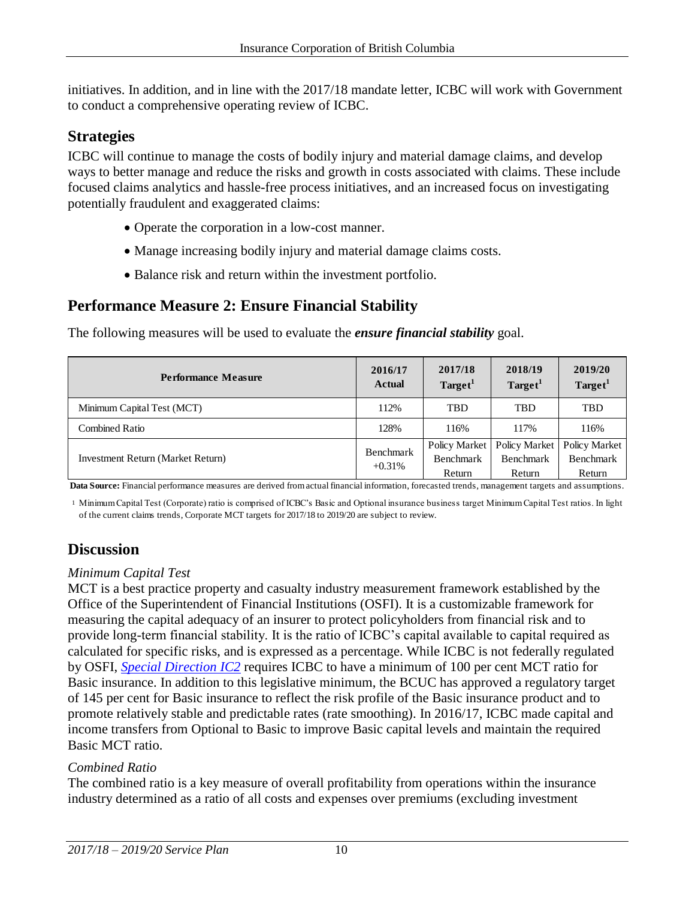initiatives. In addition, and in line with the 2017/18 mandate letter, ICBC will work with Government to conduct a comprehensive operating review of ICBC.

## Strategies

ICBC will continue to manage the costs of bodily injury and material damage claims, and develop ways to better manage and reduce the risks and growth in costs associated with claims. These include focused claims analytics and hassle-free process initiatives, and an increased focus on investigating potentially fraudulent and exaggerated claims:

- Operate the corporation in a low-cost manner.
- Manage increasing bodily injury and material damage claims costs.
- Balance risk and return within the investment portfolio.

## Performance Measure 2: Ensure Financial Stability

The following measures will be used to evaluate the ***ensure financial stability*** goal.

| Performance Measure | 2016/17 Actual | 2017/18 Target[1] | 2018/19 Target[1] | 2019/20 Target[1] |
|---|---|---|---|---|
| Minimum Capital Test (MCT) | 112% | TBD | TBD | TBD |
| Combined Ratio | 128% | 116% | 117% | 116% |
| Investment Return (Market Return) | Benchmark +0.31% | Policy Market Benchmark Return | Policy Market Benchmark Return | Policy Market Benchmark Return |

**Data Source:** Financial performance measures are derived from actual financial information, forecasted trends, management targets and assumptions.

[1] Minimum Capital Test (Corporate) ratio is comprised of ICBC's Basic and Optional insurance business target Minimum Capital Test ratios. In light of the current claims trends, Corporate MCT targets for 2017/18 to 2019/20 are subject to review.

## Discussion

*Minimum Capital Test*

MCT is a best practice property and casualty industry measurement framework established by the Office of the Superintendent of Financial Institutions (OSFI). It is a customizable framework for measuring the capital adequacy of an insurer to protect policyholders from financial risk and to provide long-term financial stability. It is the ratio of ICBC's capital available to capital required as calculated for specific risks, and is expressed as a percentage. While ICBC is not federally regulated by OSFI, *Special Direction IC2* requires ICBC to have a minimum of 100 per cent MCT ratio for Basic insurance. In addition to this legislative minimum, the BCUC has approved a regulatory target of 145 per cent for Basic insurance to reflect the risk profile of the Basic insurance product and to promote relatively stable and predictable rates (rate smoothing). In 2016/17, ICBC made capital and income transfers from Optional to Basic to improve Basic capital levels and maintain the required Basic MCT ratio.

*Combined Ratio*

The combined ratio is a key measure of overall profitability from operations within the insurance industry determined as a ratio of all costs and expenses over premiums (excluding investment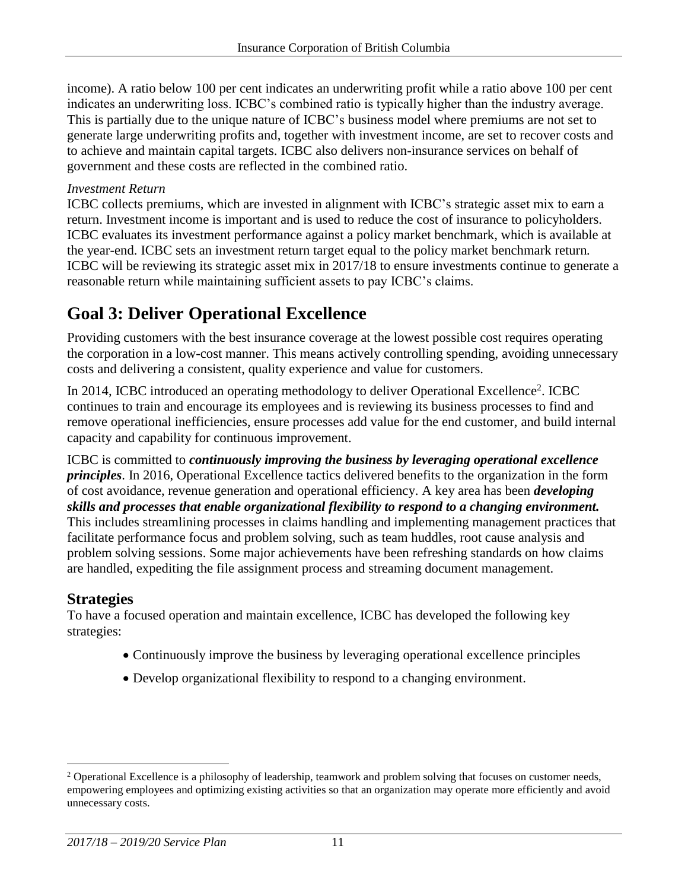income). A ratio below 100 per cent indicates an underwriting profit while a ratio above 100 per cent indicates an underwriting loss. ICBC's combined ratio is typically higher than the industry average. This is partially due to the unique nature of ICBC's business model where premiums are not set to generate large underwriting profits and, together with investment income, are set to recover costs and to achieve and maintain capital targets. ICBC also delivers non-insurance services on behalf of government and these costs are reflected in the combined ratio.

*Investment Return*
ICBC collects premiums, which are invested in alignment with ICBC's strategic asset mix to earn a return. Investment income is important and is used to reduce the cost of insurance to policyholders. ICBC evaluates its investment performance against a policy market benchmark, which is available at the year-end. ICBC sets an investment return target equal to the policy market benchmark return. ICBC will be reviewing its strategic asset mix in 2017/18 to ensure investments continue to generate a reasonable return while maintaining sufficient assets to pay ICBC's claims.

# Goal 3: Deliver Operational Excellence

Providing customers with the best insurance coverage at the lowest possible cost requires operating the corporation in a low-cost manner. This means actively controlling spending, avoiding unnecessary costs and delivering a consistent, quality experience and value for customers.

In 2014, ICBC introduced an operating methodology to deliver Operational Excellence[2]. ICBC continues to train and encourage its employees and is reviewing its business processes to find and remove operational inefficiencies, ensure processes add value for the end customer, and build internal capacity and capability for continuous improvement.

ICBC is committed to ***continuously improving the business by leveraging operational excellence principles***. In 2016, Operational Excellence tactics delivered benefits to the organization in the form of cost avoidance, revenue generation and operational efficiency. A key area has been ***developing skills and processes that enable organizational flexibility to respond to a changing environment.*** This includes streamlining processes in claims handling and implementing management practices that facilitate performance focus and problem solving, such as team huddles, root cause analysis and problem solving sessions. Some major achievements have been refreshing standards on how claims are handled, expediting the file assignment process and streaming document management.

## Strategies

To have a focused operation and maintain excellence, ICBC has developed the following key strategies:

- Continuously improve the business by leveraging operational excellence principles
- Develop organizational flexibility to respond to a changing environment.

[2] Operational Excellence is a philosophy of leadership, teamwork and problem solving that focuses on customer needs, empowering employees and optimizing existing activities so that an organization may operate more efficiently and avoid unnecessary costs.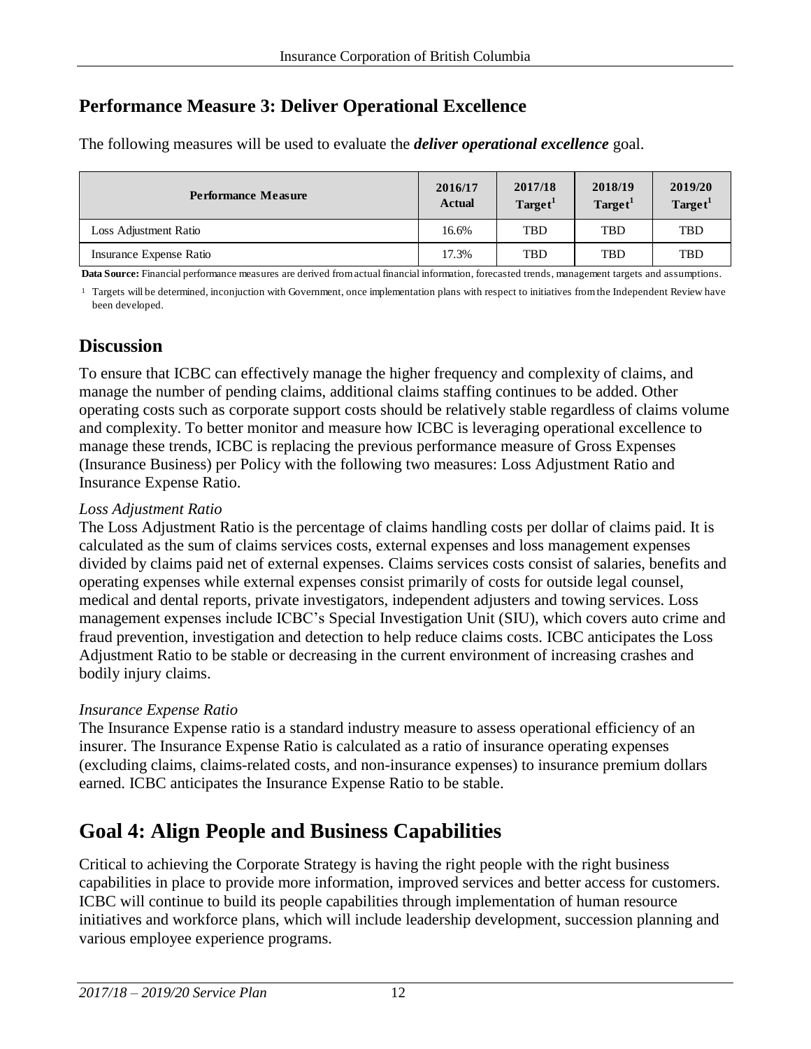## Performance Measure 3: Deliver Operational Excellence

The following measures will be used to evaluate the ***deliver operational excellence*** goal.

| Performance Measure | 2016/17 Actual | 2017/18 Target[1] | 2018/19 Target[1] | 2019/20 Target[1] |
|---|---|---|---|---|
| Loss Adjustment Ratio | 16.6% | TBD | TBD | TBD |
| Insurance Expense Ratio | 17.3% | TBD | TBD | TBD |

**Data Source:** Financial performance measures are derived from actual financial information, forecasted trends, management targets and assumptions.

[1] Targets will be determined, inconjuction with Government, once implementation plans with respect to initiatives from the Independent Review have been developed.

## Discussion

To ensure that ICBC can effectively manage the higher frequency and complexity of claims, and manage the number of pending claims, additional claims staffing continues to be added. Other operating costs such as corporate support costs should be relatively stable regardless of claims volume and complexity. To better monitor and measure how ICBC is leveraging operational excellence to manage these trends, ICBC is replacing the previous performance measure of Gross Expenses (Insurance Business) per Policy with the following two measures: Loss Adjustment Ratio and Insurance Expense Ratio.

*Loss Adjustment Ratio*

The Loss Adjustment Ratio is the percentage of claims handling costs per dollar of claims paid. It is calculated as the sum of claims services costs, external expenses and loss management expenses divided by claims paid net of external expenses. Claims services costs consist of salaries, benefits and operating expenses while external expenses consist primarily of costs for outside legal counsel, medical and dental reports, private investigators, independent adjusters and towing services. Loss management expenses include ICBC's Special Investigation Unit (SIU), which covers auto crime and fraud prevention, investigation and detection to help reduce claims costs. ICBC anticipates the Loss Adjustment Ratio to be stable or decreasing in the current environment of increasing crashes and bodily injury claims.

*Insurance Expense Ratio*

The Insurance Expense ratio is a standard industry measure to assess operational efficiency of an insurer. The Insurance Expense Ratio is calculated as a ratio of insurance operating expenses (excluding claims, claims-related costs, and non-insurance expenses) to insurance premium dollars earned. ICBC anticipates the Insurance Expense Ratio to be stable.

# Goal 4: Align People and Business Capabilities

Critical to achieving the Corporate Strategy is having the right people with the right business capabilities in place to provide more information, improved services and better access for customers. ICBC will continue to build its people capabilities through implementation of human resource initiatives and workforce plans, which will include leadership development, succession planning and various employee experience programs.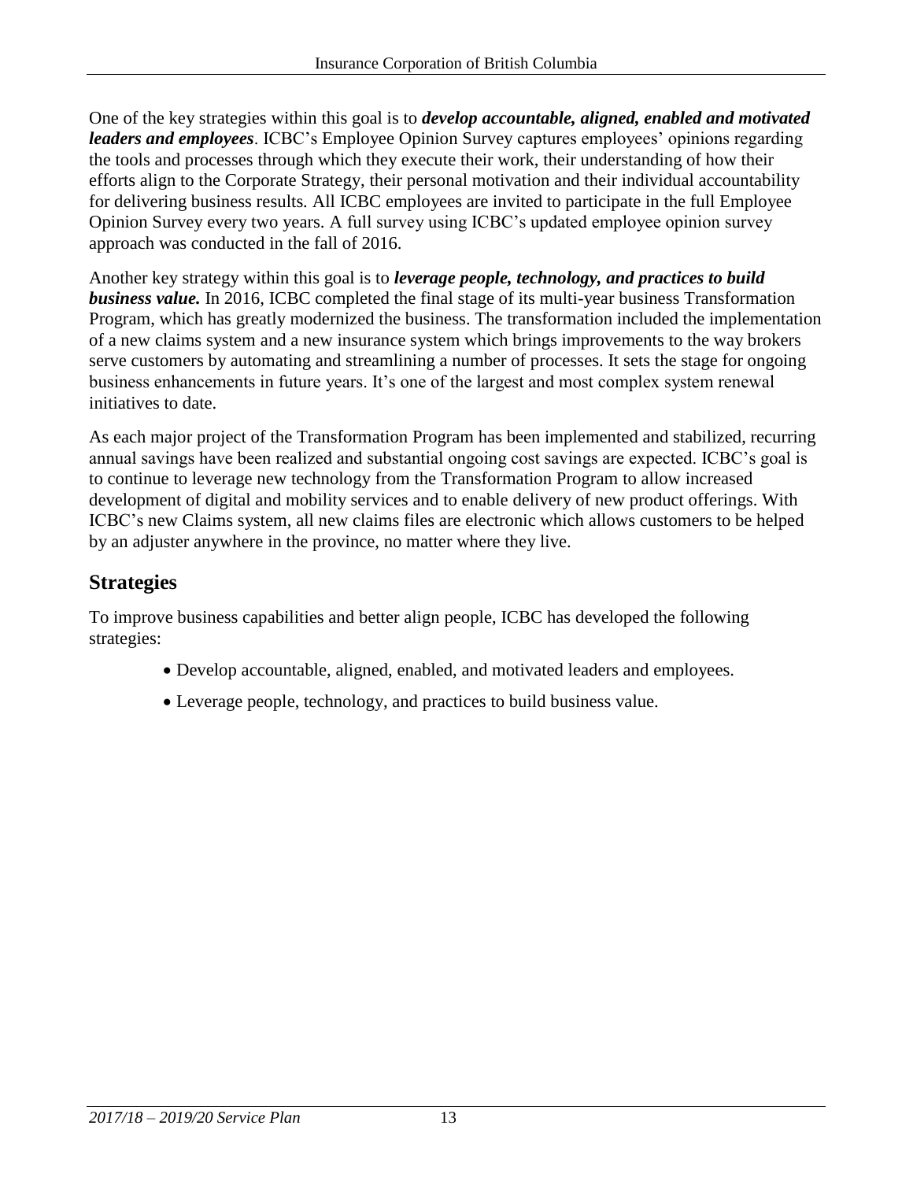One of the key strategies within this goal is to ***develop accountable, aligned, enabled and motivated leaders and employees***. ICBC's Employee Opinion Survey captures employees' opinions regarding the tools and processes through which they execute their work, their understanding of how their efforts align to the Corporate Strategy, their personal motivation and their individual accountability for delivering business results. All ICBC employees are invited to participate in the full Employee Opinion Survey every two years. A full survey using ICBC's updated employee opinion survey approach was conducted in the fall of 2016.

Another key strategy within this goal is to ***leverage people, technology, and practices to build business value.*** In 2016, ICBC completed the final stage of its multi-year business Transformation Program, which has greatly modernized the business. The transformation included the implementation of a new claims system and a new insurance system which brings improvements to the way brokers serve customers by automating and streamlining a number of processes. It sets the stage for ongoing business enhancements in future years. It's one of the largest and most complex system renewal initiatives to date.

As each major project of the Transformation Program has been implemented and stabilized, recurring annual savings have been realized and substantial ongoing cost savings are expected. ICBC's goal is to continue to leverage new technology from the Transformation Program to allow increased development of digital and mobility services and to enable delivery of new product offerings. With ICBC's new Claims system, all new claims files are electronic which allows customers to be helped by an adjuster anywhere in the province, no matter where they live.

## Strategies

To improve business capabilities and better align people, ICBC has developed the following strategies:

- Develop accountable, aligned, enabled, and motivated leaders and employees.
- Leverage people, technology, and practices to build business value.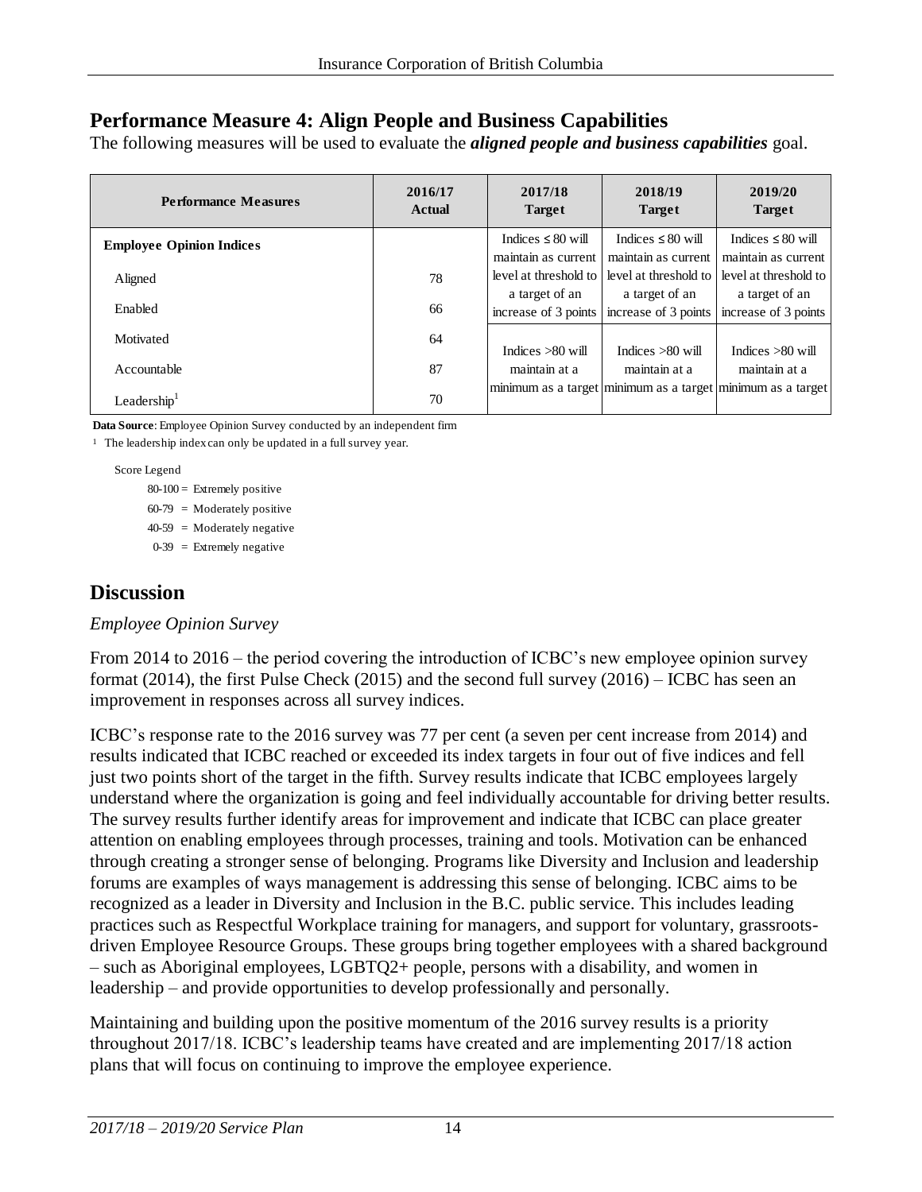## Performance Measure 4: Align People and Business Capabilities

The following measures will be used to evaluate the ***aligned people and business capabilities*** goal.

| Performance Measures | 2016/17 Actual | 2017/18 Target | 2018/19 Target | 2019/20 Target |
|---|---|---|---|---|
| **Employee Opinion Indices** | | Indices ≤ 80 will maintain as current level at threshold to a target of an increase of 3 points | Indices ≤ 80 will maintain as current level at threshold to a target of an increase of 3 points | Indices ≤ 80 will maintain as current level at threshold to a target of an increase of 3 points |
| Aligned | 78 | | | |
| Enabled | 66 | | | |
| Motivated | 64 | Indices >80 will maintain at a minimum as a target | Indices >80 will maintain at a minimum as a target | Indices >80 will maintain at a minimum as a target |
| Accountable | 87 | | | |
| Leadership[1] | 70 | | | |

**Data Source**: Employee Opinion Survey conducted by an independent firm

[1] The leadership index can only be updated in a full survey year.

Score Legend

80-100 = Extremely positive
60-79 = Moderately positive
40-59 = Moderately negative
0-39 = Extremely negative

## Discussion

*Employee Opinion Survey*

From 2014 to 2016 – the period covering the introduction of ICBC's new employee opinion survey format (2014), the first Pulse Check (2015) and the second full survey (2016) – ICBC has seen an improvement in responses across all survey indices.

ICBC's response rate to the 2016 survey was 77 per cent (a seven per cent increase from 2014) and results indicated that ICBC reached or exceeded its index targets in four out of five indices and fell just two points short of the target in the fifth. Survey results indicate that ICBC employees largely understand where the organization is going and feel individually accountable for driving better results. The survey results further identify areas for improvement and indicate that ICBC can place greater attention on enabling employees through processes, training and tools. Motivation can be enhanced through creating a stronger sense of belonging. Programs like Diversity and Inclusion and leadership forums are examples of ways management is addressing this sense of belonging. ICBC aims to be recognized as a leader in Diversity and Inclusion in the B.C. public service. This includes leading practices such as Respectful Workplace training for managers, and support for voluntary, grassroots-driven Employee Resource Groups. These groups bring together employees with a shared background – such as Aboriginal employees, LGBTQ2+ people, persons with a disability, and women in leadership – and provide opportunities to develop professionally and personally.

Maintaining and building upon the positive momentum of the 2016 survey results is a priority throughout 2017/18. ICBC's leadership teams have created and are implementing 2017/18 action plans that will focus on continuing to improve the employee experience.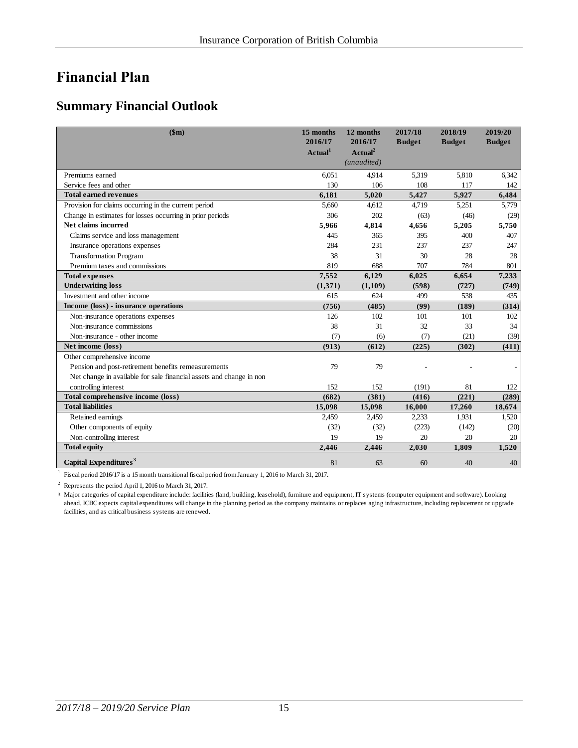# Financial Plan

## Summary Financial Outlook

| ($m) | 15 months 2016/17 Actual[1] | 12 months 2016/17 Actual[2] *(unaudited)* | 2017/18 Budget | 2018/19 Budget | 2019/20 Budget |
|---|---|---|---|---|---|
| Premiums earned | 6,051 | 4,914 | 5,319 | 5,810 | 6,342 |
| Service fees and other | 130 | 106 | 108 | 117 | 142 |
| **Total earned revenues** | **6,181** | **5,020** | **5,427** | **5,927** | **6,484** |
| Provision for claims occurring in the current period | 5,660 | 4,612 | 4,719 | 5,251 | 5,779 |
| Change in estimates for losses occurring in prior periods | 306 | 202 | (63) | (46) | (29) |
| **Net claims incurred** | **5,966** | **4,814** | **4,656** | **5,205** | **5,750** |
| Claims service and loss management | 445 | 365 | 395 | 400 | 407 |
| Insurance operations expenses | 284 | 231 | 237 | 237 | 247 |
| Transformation Program | 38 | 31 | 30 | 28 | 28 |
| Premium taxes and commissions | 819 | 688 | 707 | 784 | 801 |
| **Total expenses** | **7,552** | **6,129** | **6,025** | **6,654** | **7,233** |
| **Underwriting loss** | **(1,371)** | **(1,109)** | **(598)** | **(727)** | **(749)** |
| Investment and other income | 615 | 624 | 499 | 538 | 435 |
| **Income (loss) - insurance operations** | **(756)** | **(485)** | **(99)** | **(189)** | **(314)** |
| Non-insurance operations expenses | 126 | 102 | 101 | 101 | 102 |
| Non-insurance commissions | 38 | 31 | 32 | 33 | 34 |
| Non-insurance - other income | (7) | (6) | (7) | (21) | (39) |
| **Net income (loss)** | **(913)** | **(612)** | **(225)** | **(302)** | **(411)** |
| Other comprehensive income | | | | | |
| Pension and post-retirement benefits remeasurements | 79 | 79 | - | - | - |
| Net change in available for sale financial assets and change in non controlling interest | 152 | 152 | (191) | 81 | 122 |
| **Total comprehensive income (loss)** | **(682)** | **(381)** | **(416)** | **(221)** | **(289)** |
| **Total liabilities** | **15,098** | **15,098** | **16,000** | **17,260** | **18,674** |
| Retained earnings | 2,459 | 2,459 | 2,233 | 1,931 | 1,520 |
| Other components of equity | (32) | (32) | (223) | (142) | (20) |
| Non-controlling interest | 19 | 19 | 20 | 20 | 20 |
| **Total equity** | **2,446** | **2,446** | **2,030** | **1,809** | **1,520** |
| **Capital Expenditures[3]** | 81 | 63 | 60 | 40 | 40 |

[1] Fiscal period 2016/17 is a 15 month transitional fiscal period from January 1, 2016 to March 31, 2017.

[2] Represents the period April 1, 2016 to March 31, 2017.

[3] Major categories of capital expenditure include: facilities (land, building, leasehold), furniture and equipment, IT systems (computer equipment and software). Looking ahead, ICBC expects capital expenditures will change in the planning period as the company maintains or replaces aging infrastructure, including replacement or upgrade facilities, and as critical business systems are renewed.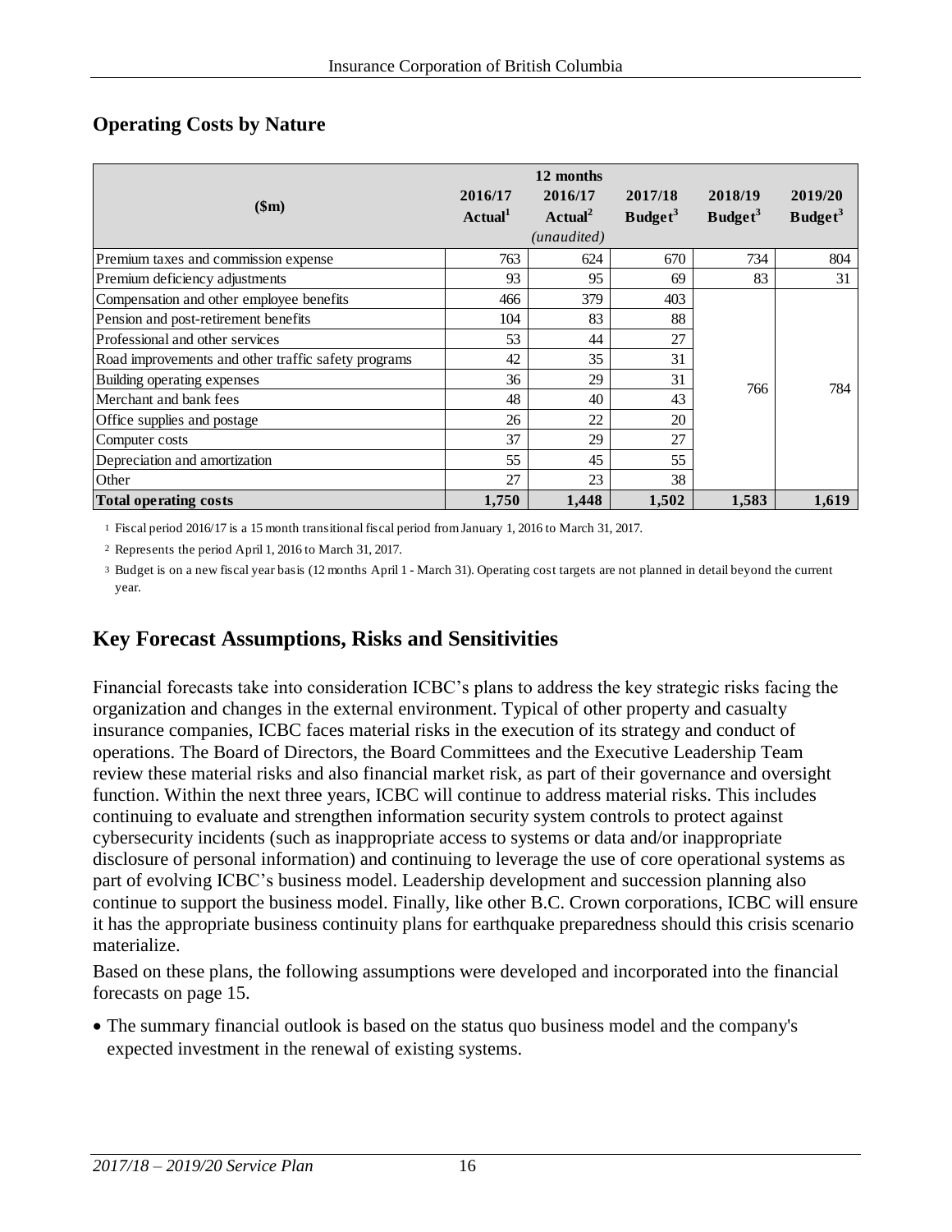## Operating Costs by Nature

| ($m) | 2016/17 Actual[1] | 12 months 2016/17 Actual[2] *(unaudited)* | 2017/18 Budget[3] | 2018/19 Budget[3] | 2019/20 Budget[3] |
|---|---|---|---|---|---|
| Premium taxes and commission expense | 763 | 624 | 670 | 734 | 804 |
| Premium deficiency adjustments | 93 | 95 | 69 | 83 | 31 |
| Compensation and other employee benefits | 466 | 379 | 403 | 766 | 784 |
| Pension and post-retirement benefits | 104 | 83 | 88 | | |
| Professional and other services | 53 | 44 | 27 | | |
| Road improvements and other traffic safety programs | 42 | 35 | 31 | | |
| Building operating expenses | 36 | 29 | 31 | | |
| Merchant and bank fees | 48 | 40 | 43 | | |
| Office supplies and postage | 26 | 22 | 20 | | |
| Computer costs | 37 | 29 | 27 | | |
| Depreciation and amortization | 55 | 45 | 55 | | |
| Other | 27 | 23 | 38 | | |
| **Total operating costs** | **1,750** | **1,448** | **1,502** | **1,583** | **1,619** |

1 Fiscal period 2016/17 is a 15 month transitional fiscal period from January 1, 2016 to March 31, 2017.

2 Represents the period April 1, 2016 to March 31, 2017.

3 Budget is on a new fiscal year basis (12 months April 1 - March 31). Operating cost targets are not planned in detail beyond the current year.

## Key Forecast Assumptions, Risks and Sensitivities

Financial forecasts take into consideration ICBC's plans to address the key strategic risks facing the organization and changes in the external environment. Typical of other property and casualty insurance companies, ICBC faces material risks in the execution of its strategy and conduct of operations. The Board of Directors, the Board Committees and the Executive Leadership Team review these material risks and also financial market risk, as part of their governance and oversight function. Within the next three years, ICBC will continue to address material risks. This includes continuing to evaluate and strengthen information security system controls to protect against cybersecurity incidents (such as inappropriate access to systems or data and/or inappropriate disclosure of personal information) and continuing to leverage the use of core operational systems as part of evolving ICBC's business model. Leadership development and succession planning also continue to support the business model. Finally, like other B.C. Crown corporations, ICBC will ensure it has the appropriate business continuity plans for earthquake preparedness should this crisis scenario materialize.

Based on these plans, the following assumptions were developed and incorporated into the financial forecasts on page 15.

- The summary financial outlook is based on the status quo business model and the company's expected investment in the renewal of existing systems.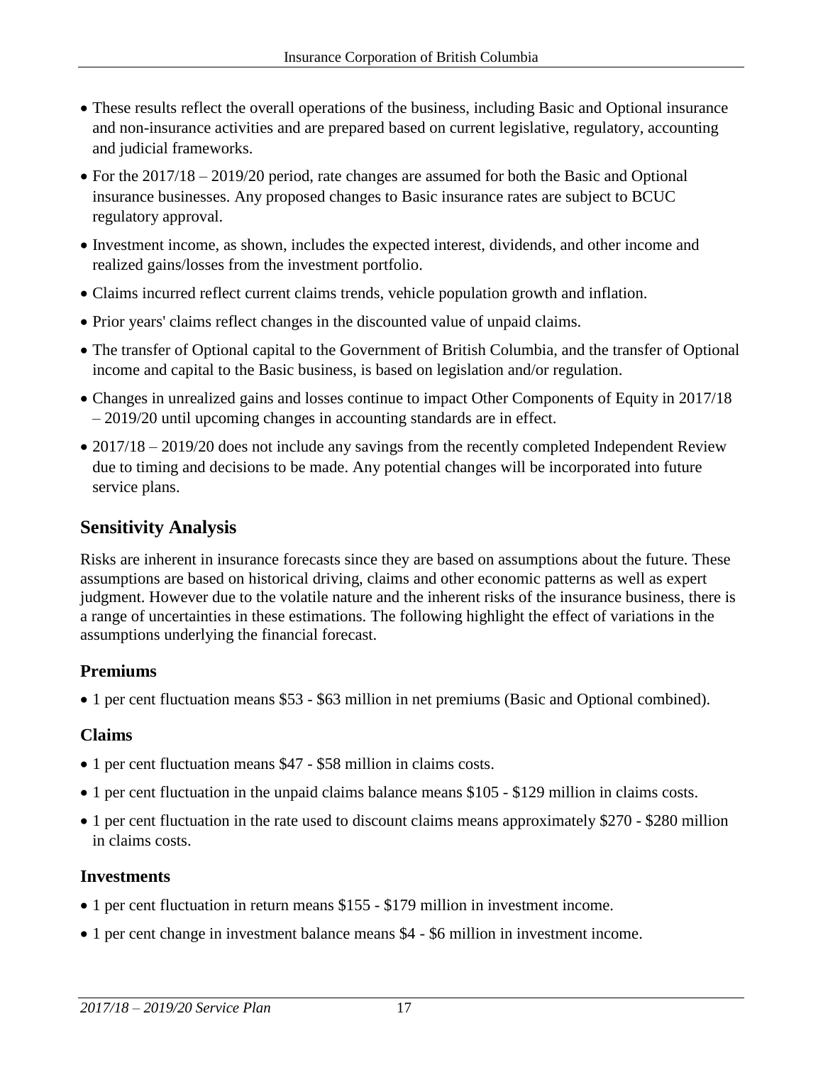- These results reflect the overall operations of the business, including Basic and Optional insurance and non-insurance activities and are prepared based on current legislative, regulatory, accounting and judicial frameworks.
- For the 2017/18 – 2019/20 period, rate changes are assumed for both the Basic and Optional insurance businesses. Any proposed changes to Basic insurance rates are subject to BCUC regulatory approval.
- Investment income, as shown, includes the expected interest, dividends, and other income and realized gains/losses from the investment portfolio.
- Claims incurred reflect current claims trends, vehicle population growth and inflation.
- Prior years' claims reflect changes in the discounted value of unpaid claims.
- The transfer of Optional capital to the Government of British Columbia, and the transfer of Optional income and capital to the Basic business, is based on legislation and/or regulation.
- Changes in unrealized gains and losses continue to impact Other Components of Equity in 2017/18 – 2019/20 until upcoming changes in accounting standards are in effect.
- 2017/18 – 2019/20 does not include any savings from the recently completed Independent Review due to timing and decisions to be made. Any potential changes will be incorporated into future service plans.

## Sensitivity Analysis

Risks are inherent in insurance forecasts since they are based on assumptions about the future. These assumptions are based on historical driving, claims and other economic patterns as well as expert judgment. However due to the volatile nature and the inherent risks of the insurance business, there is a range of uncertainties in these estimations. The following highlight the effect of variations in the assumptions underlying the financial forecast.

### Premiums

- 1 per cent fluctuation means $53 - $63 million in net premiums (Basic and Optional combined).

### Claims

- 1 per cent fluctuation means $47 - $58 million in claims costs.
- 1 per cent fluctuation in the unpaid claims balance means $105 - $129 million in claims costs.
- 1 per cent fluctuation in the rate used to discount claims means approximately $270 - $280 million in claims costs.

### Investments

- 1 per cent fluctuation in return means $155 - $179 million in investment income.
- 1 per cent change in investment balance means $4 - $6 million in investment income.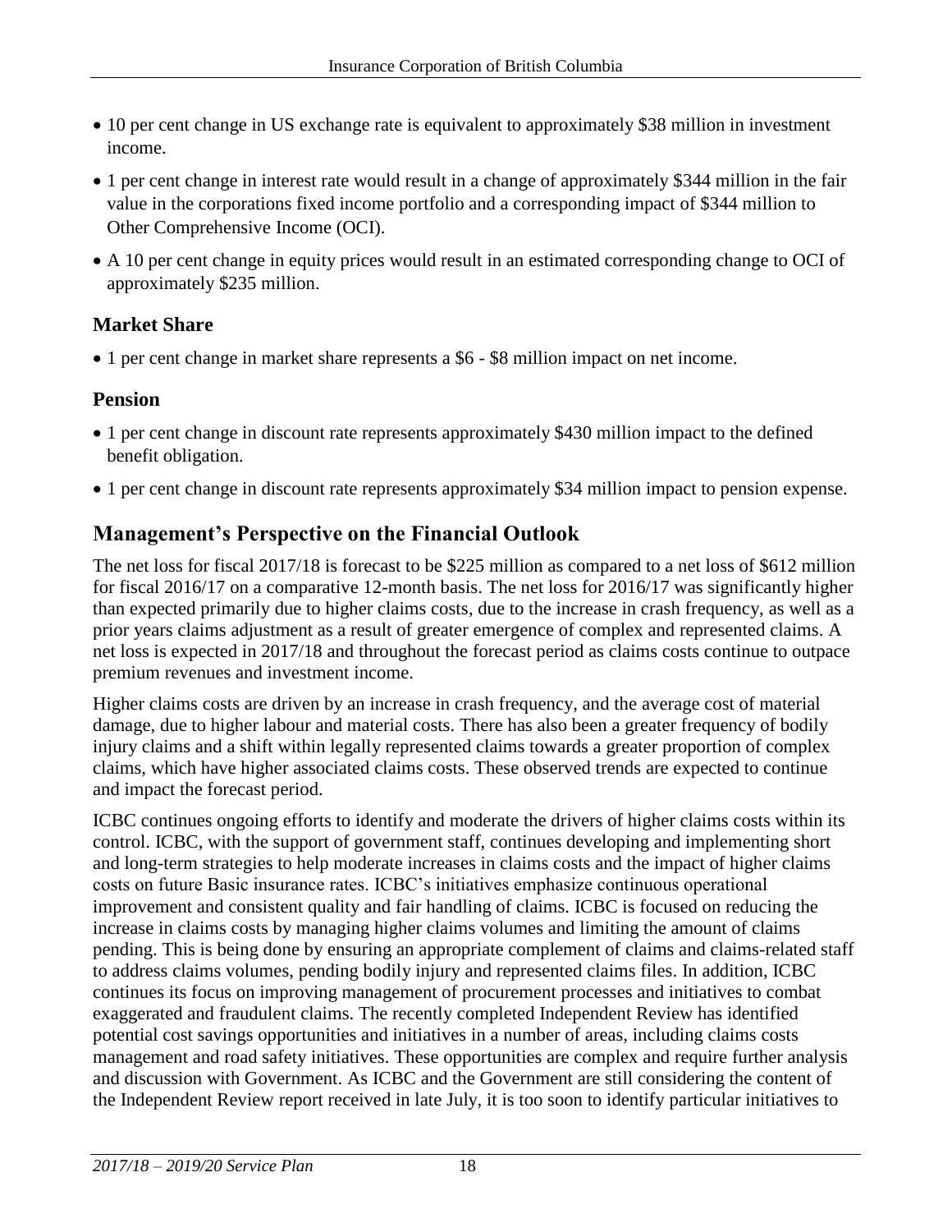- 10 per cent change in US exchange rate is equivalent to approximately $38 million in investment income.
- 1 per cent change in interest rate would result in a change of approximately $344 million in the fair value in the corporations fixed income portfolio and a corresponding impact of $344 million to Other Comprehensive Income (OCI).
- A 10 per cent change in equity prices would result in an estimated corresponding change to OCI of approximately $235 million.

### Market Share

- 1 per cent change in market share represents a $6 - $8 million impact on net income.

### Pension

- 1 per cent change in discount rate represents approximately $430 million impact to the defined benefit obligation.
- 1 per cent change in discount rate represents approximately $34 million impact to pension expense.

## Management's Perspective on the Financial Outlook

The net loss for fiscal 2017/18 is forecast to be $225 million as compared to a net loss of $612 million for fiscal 2016/17 on a comparative 12-month basis. The net loss for 2016/17 was significantly higher than expected primarily due to higher claims costs, due to the increase in crash frequency, as well as a prior years claims adjustment as a result of greater emergence of complex and represented claims. A net loss is expected in 2017/18 and throughout the forecast period as claims costs continue to outpace premium revenues and investment income.

Higher claims costs are driven by an increase in crash frequency, and the average cost of material damage, due to higher labour and material costs. There has also been a greater frequency of bodily injury claims and a shift within legally represented claims towards a greater proportion of complex claims, which have higher associated claims costs. These observed trends are expected to continue and impact the forecast period.

ICBC continues ongoing efforts to identify and moderate the drivers of higher claims costs within its control. ICBC, with the support of government staff, continues developing and implementing short and long-term strategies to help moderate increases in claims costs and the impact of higher claims costs on future Basic insurance rates. ICBC's initiatives emphasize continuous operational improvement and consistent quality and fair handling of claims. ICBC is focused on reducing the increase in claims costs by managing higher claims volumes and limiting the amount of claims pending. This is being done by ensuring an appropriate complement of claims and claims-related staff to address claims volumes, pending bodily injury and represented claims files. In addition, ICBC continues its focus on improving management of procurement processes and initiatives to combat exaggerated and fraudulent claims. The recently completed Independent Review has identified potential cost savings opportunities and initiatives in a number of areas, including claims costs management and road safety initiatives. These opportunities are complex and require further analysis and discussion with Government. As ICBC and the Government are still considering the content of the Independent Review report received in late July, it is too soon to identify particular initiatives to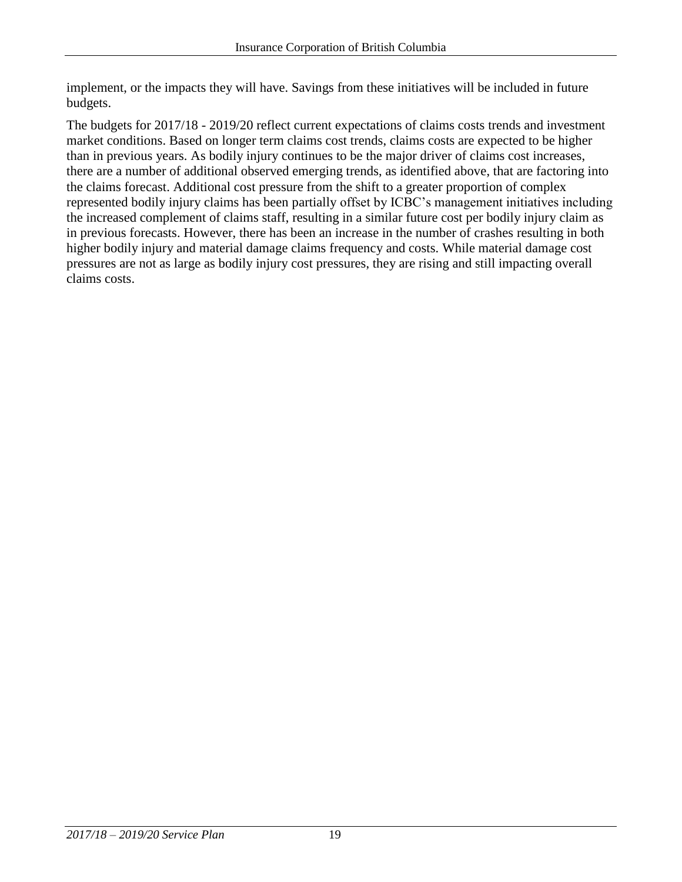implement, or the impacts they will have. Savings from these initiatives will be included in future budgets.

The budgets for 2017/18 - 2019/20 reflect current expectations of claims costs trends and investment market conditions. Based on longer term claims cost trends, claims costs are expected to be higher than in previous years. As bodily injury continues to be the major driver of claims cost increases, there are a number of additional observed emerging trends, as identified above, that are factoring into the claims forecast. Additional cost pressure from the shift to a greater proportion of complex represented bodily injury claims has been partially offset by ICBC's management initiatives including the increased complement of claims staff, resulting in a similar future cost per bodily injury claim as in previous forecasts. However, there has been an increase in the number of crashes resulting in both higher bodily injury and material damage claims frequency and costs. While material damage cost pressures are not as large as bodily injury cost pressures, they are rising and still impacting overall claims costs.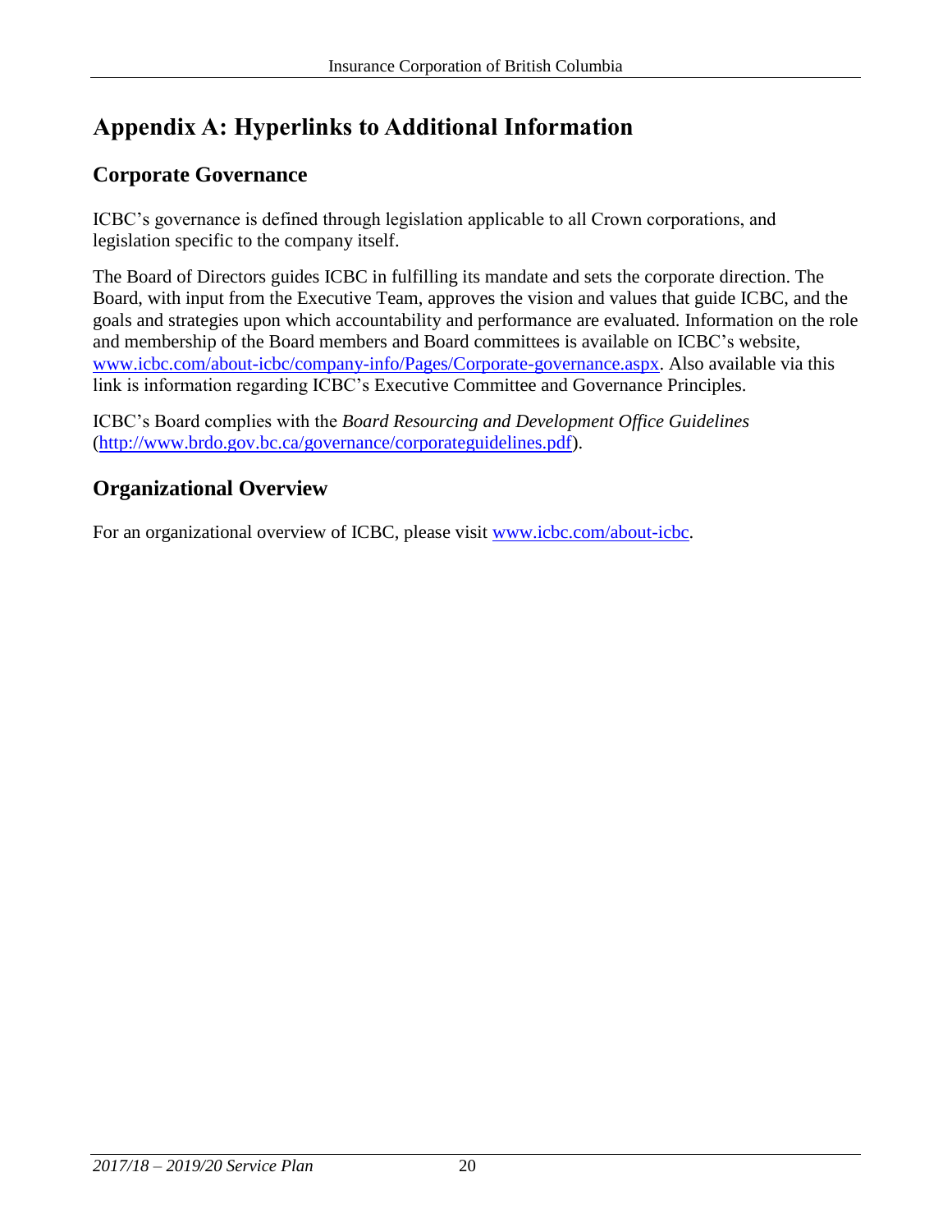# Appendix A: Hyperlinks to Additional Information

## Corporate Governance

ICBC's governance is defined through legislation applicable to all Crown corporations, and legislation specific to the company itself.

The Board of Directors guides ICBC in fulfilling its mandate and sets the corporate direction. The Board, with input from the Executive Team, approves the vision and values that guide ICBC, and the goals and strategies upon which accountability and performance are evaluated. Information on the role and membership of the Board members and Board committees is available on ICBC's website, [www.icbc.com/about-icbc/company-info/Pages/Corporate-governance.aspx](www.icbc.com/about-icbc/company-info/Pages/Corporate-governance.aspx). Also available via this link is information regarding ICBC's Executive Committee and Governance Principles.

ICBC's Board complies with the *Board Resourcing and Development Office Guidelines* ([http://www.brdo.gov.bc.ca/governance/corporateguidelines.pdf](http://www.brdo.gov.bc.ca/governance/corporateguidelines.pdf)).

## Organizational Overview

For an organizational overview of ICBC, please visit [www.icbc.com/about-icbc](www.icbc.com/about-icbc).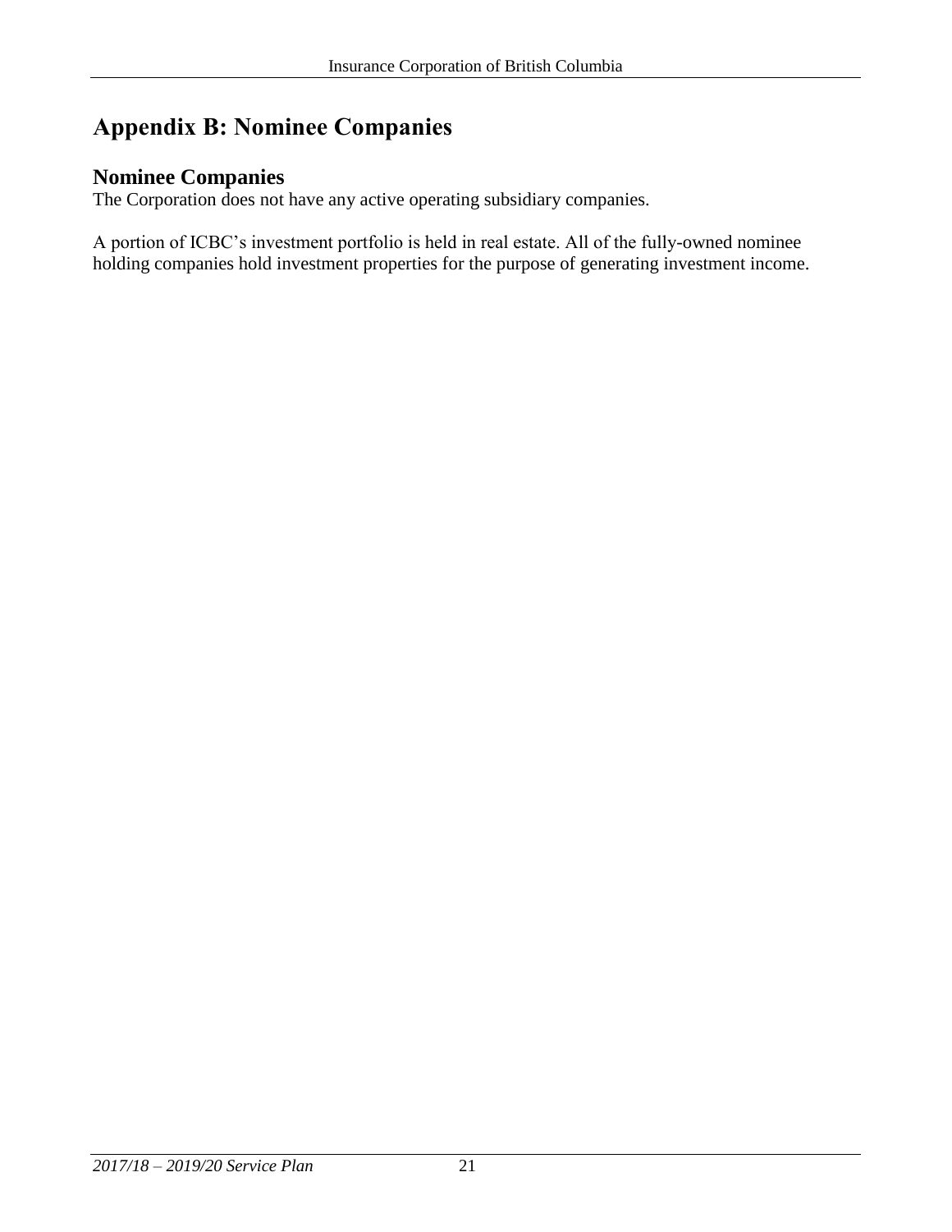# Appendix B: Nominee Companies

## Nominee Companies

The Corporation does not have any active operating subsidiary companies.

A portion of ICBC's investment portfolio is held in real estate. All of the fully-owned nominee holding companies hold investment properties for the purpose of generating investment income.